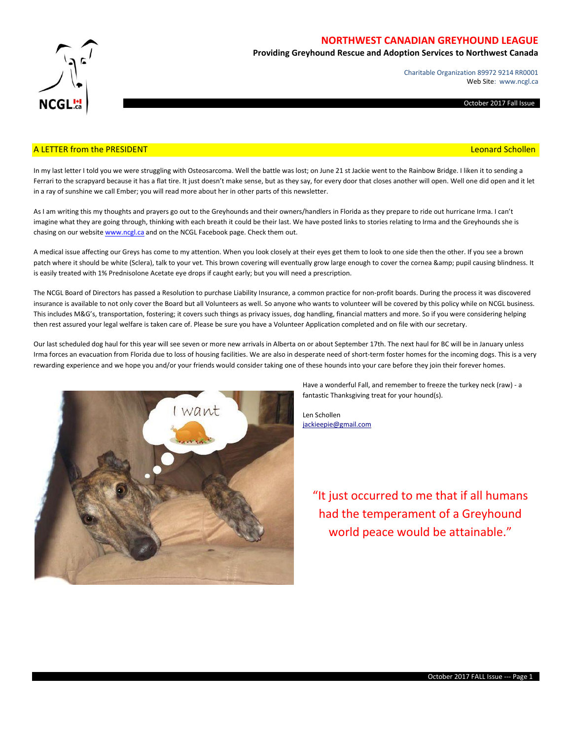# NORTHWEST CANADIAN GREYHOUND LEAGUE

**Providing Greyhound Rescue and Adoption Services to Northwest Canada**

Charitable Organization 89972 9214 RR0001
Web Site: www.ncgl.ca

October 2017 Fall Issue

## A LETTER from the PRESIDENT — Leonard Schollen

In my last letter I told you we were struggling with Osteosarcoma. Well the battle was lost; on June 21 st Jackie went to the Rainbow Bridge. I liken it to sending a Ferrari to the scrapyard because it has a flat tire. It just doesn't make sense, but as they say, for every door that closes another will open. Well one did open and it let in a ray of sunshine we call Ember; you will read more about her in other parts of this newsletter.

As I am writing this my thoughts and prayers go out to the Greyhounds and their owners/handlers in Florida as they prepare to ride out hurricane Irma. I can't imagine what they are going through, thinking with each breath it could be their last. We have posted links to stories relating to Irma and the Greyhounds she is chasing on our website [www.ncgl.ca](http://www.ncgl.ca) and on the NCGL Facebook page. Check them out.

A medical issue affecting our Greys has come to my attention. When you look closely at their eyes get them to look to one side then the other. If you see a brown patch where it should be white (Sclera), talk to your vet. This brown covering will eventually grow large enough to cover the cornea &amp; pupil causing blindness. It is easily treated with 1% Prednisolone Acetate eye drops if caught early; but you will need a prescription.

The NCGL Board of Directors has passed a Resolution to purchase Liability Insurance, a common practice for non-profit boards. During the process it was discovered insurance is available to not only cover the Board but all Volunteers as well. So anyone who wants to volunteer will be covered by this policy while on NCGL business. This includes M&G's, transportation, fostering; it covers such things as privacy issues, dog handling, financial matters and more. So if you were considering helping then rest assured your legal welfare is taken care of. Please be sure you have a Volunteer Application completed and on file with our secretary.

Our last scheduled dog haul for this year will see seven or more new arrivals in Alberta on or about September 17th. The next haul for BC will be in January unless Irma forces an evacuation from Florida due to loss of housing facilities. We are also in desperate need of short-term foster homes for the incoming dogs. This is a very rewarding experience and we hope you and/or your friends would consider taking one of these hounds into your care before they join their forever homes.

Have a wonderful Fall, and remember to freeze the turkey neck (raw) - a fantastic Thanksgiving treat for your hound(s).

Len Schollen
[jackieepie@gmail.com](mailto:jackieepie@gmail.com)

> "It just occurred to me that if all humans had the temperament of a Greyhound world peace would be attainable."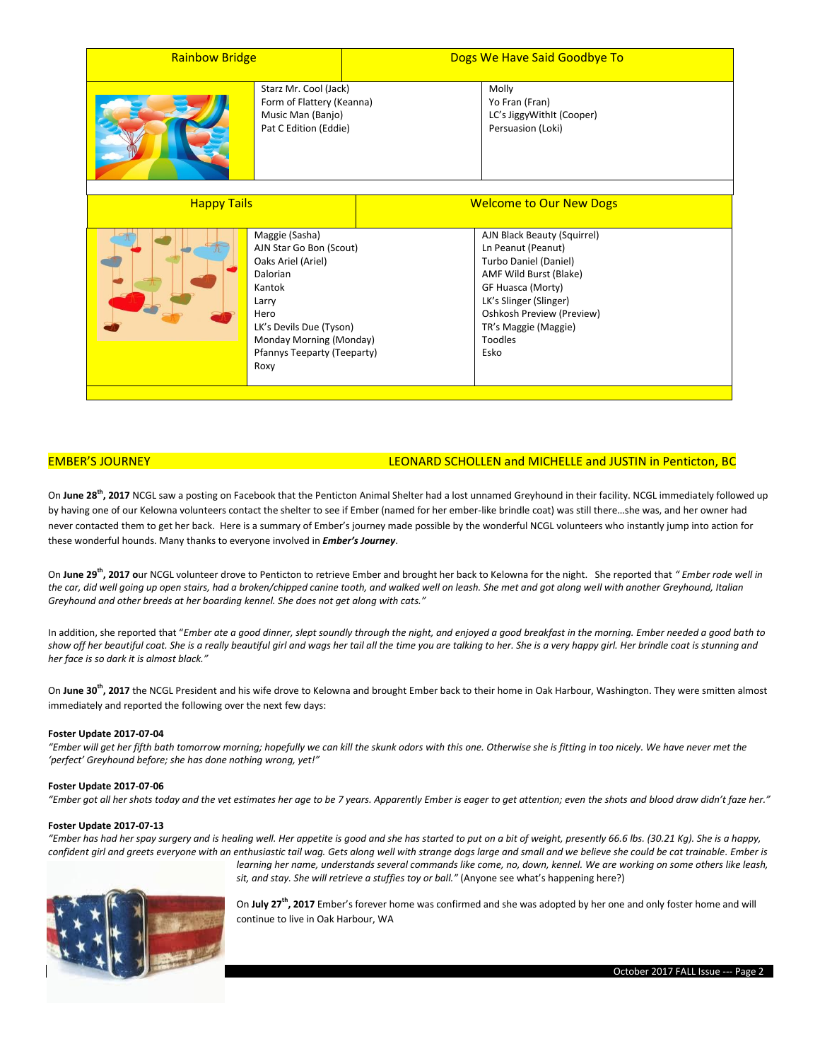| Rainbow Bridge | Dogs We Have Said Goodbye To |
|---|---|
| Starz Mr. Cool (Jack)<br>Form of Flattery (Keanna)<br>Music Man (Banjo)<br>Pat C Edition (Eddie) | Molly<br>Yo Fran (Fran)<br>LC's JiggyWithIt (Cooper)<br>Persuasion (Loki) |

| Happy Tails | Welcome to Our New Dogs |
|---|---|
| Maggie (Sasha)<br>AJN Star Go Bon (Scout)<br>Oaks Ariel (Ariel)<br>Dalorian<br>Kantok<br>Larry<br>Hero<br>LK's Devils Due (Tyson)<br>Monday Morning (Monday)<br>Pfannys Teeparty (Teeparty)<br>Roxy | AJN Black Beauty (Squirrel)<br>Ln Peanut (Peanut)<br>Turbo Daniel (Daniel)<br>AMF Wild Burst (Blake)<br>GF Huasca (Morty)<br>LK's Slinger (Slinger)<br>Oshkosh Preview (Preview)<br>TR's Maggie (Maggie)<br>Toodles<br>Esko |

## EMBER'S JOURNEY

LEONARD SCHOLLEN and MICHELLE and JUSTIN in Penticton, BC

On **June 28th, 2017** NCGL saw a posting on Facebook that the Penticton Animal Shelter had a lost unnamed Greyhound in their facility. NCGL immediately followed up by having one of our Kelowna volunteers contact the shelter to see if Ember (named for her ember-like brindle coat) was still there…she was, and her owner had never contacted them to get her back. Here is a summary of Ember's journey made possible by the wonderful NCGL volunteers who instantly jump into action for these wonderful hounds. Many thanks to everyone involved in ***Ember's Journey***.

On **June 29th, 2017 o**ur NCGL volunteer drove to Penticton to retrieve Ember and brought her back to Kelowna for the night. She reported that *" Ember rode well in the car, did well going up open stairs, had a broken/chipped canine tooth, and walked well on leash. She met and got along well with another Greyhound, Italian Greyhound and other breeds at her boarding kennel. She does not get along with cats."*

In addition, she reported that "*Ember ate a good dinner, slept soundly through the night, and enjoyed a good breakfast in the morning. Ember needed a good bath to show off her beautiful coat. She is a really beautiful girl and wags her tail all the time you are talking to her. She is a very happy girl. Her brindle coat is stunning and her face is so dark it is almost black."*

On **June 30th, 2017** the NCGL President and his wife drove to Kelowna and brought Ember back to their home in Oak Harbour, Washington. They were smitten almost immediately and reported the following over the next few days:

**Foster Update 2017-07-04**

*"Ember will get her fifth bath tomorrow morning; hopefully we can kill the skunk odors with this one. Otherwise she is fitting in too nicely. We have never met the 'perfect' Greyhound before; she has done nothing wrong, yet!"*

**Foster Update 2017-07-06**

*"Ember got all her shots today and the vet estimates her age to be 7 years. Apparently Ember is eager to get attention; even the shots and blood draw didn't faze her."*

**Foster Update 2017-07-13**

*"Ember has had her spay surgery and is healing well. Her appetite is good and she has started to put on a bit of weight, presently 66.6 lbs. (30.21 Kg). She is a happy, confident girl and greets everyone with an enthusiastic tail wag. Gets along well with strange dogs large and small and we believe she could be cat trainable. Ember is learning her name, understands several commands like come, no, down, kennel. We are working on some others like leash, sit, and stay. She will retrieve a stuffies toy or ball."* (Anyone see what's happening here?)

On **July 27th, 2017** Ember's forever home was confirmed and she was adopted by her one and only foster home and will continue to live in Oak Harbour, WA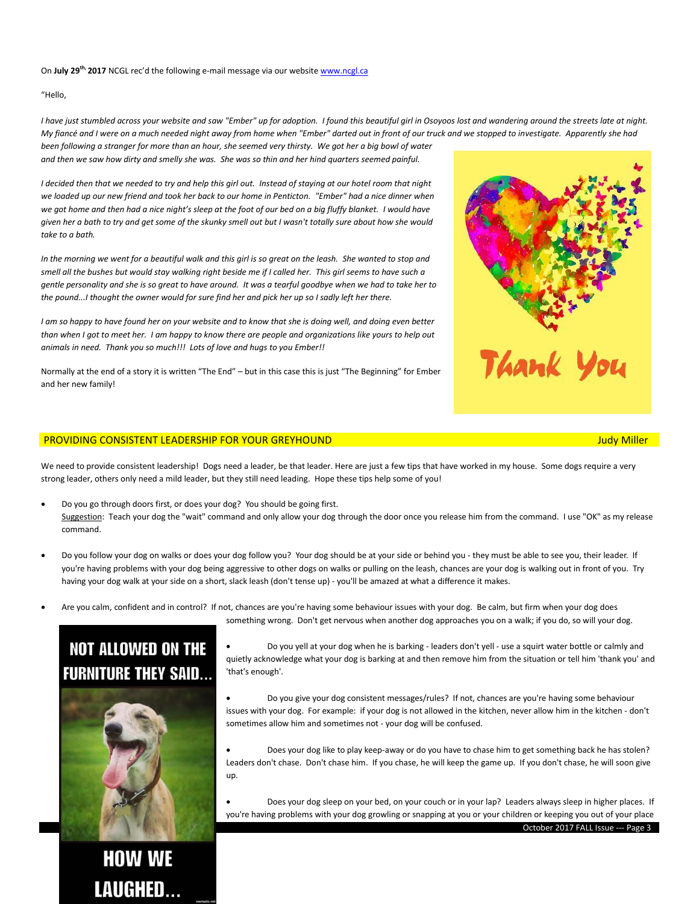On **July 29th, 2017** NCGL rec'd the following e-mail message via our website www.ncgl.ca

"Hello,

*I have just stumbled across your website and saw "Ember" up for adoption. I found this beautiful girl in Osoyoos lost and wandering around the streets late at night. My fiancé and I were on a much needed night away from home when "Ember" darted out in front of our truck and we stopped to investigate. Apparently she had been following a stranger for more than an hour, she seemed very thirsty. We got her a big bowl of water and then we saw how dirty and smelly she was. She was so thin and her hind quarters seemed painful.*

*I decided then that we needed to try and help this girl out. Instead of staying at our hotel room that night we loaded up our new friend and took her back to our home in Penticton. "Ember" had a nice dinner when we got home and then had a nice night's sleep at the foot of our bed on a big fluffy blanket. I would have given her a bath to try and get some of the skunky smell out but I wasn't totally sure about how she would take to a bath.*

*In the morning we went for a beautiful walk and this girl is so great on the leash. She wanted to stop and smell all the bushes but would stay walking right beside me if I called her. This girl seems to have such a gentle personality and she is so great to have around. It was a tearful goodbye when we had to take her to the pound...I thought the owner would for sure find her and pick her up so I sadly left her there.*

*I am so happy to have found her on your website and to know that she is doing well, and doing even better than when I got to meet her. I am happy to know there are people and organizations like yours to help out animals in need. Thank you so much!!! Lots of love and hugs to you Ember!!*

Normally at the end of a story it is written "The End" – but in this case this is just "The Beginning" for Ember and her new family!

Thank You

## PROVIDING CONSISTENT LEADERSHIP FOR YOUR GREYHOUND

Judy Miller

We need to provide consistent leadership! Dogs need a leader, be that leader. Here are just a few tips that have worked in my house. Some dogs require a very strong leader, others only need a mild leader, but they still need leading. Hope these tips help some of you!

- Do you go through doors first, or does your dog? You should be going first.
  Suggestion: Teach your dog the "wait" command and only allow your dog through the door once you release him from the command. I use "OK" as my release command.

- Do you follow your dog on walks or does your dog follow you? Your dog should be at your side or behind you - they must be able to see you, their leader. If you're having problems with your dog being aggressive to other dogs on walks or pulling on the leash, chances are your dog is walking out in front of you. Try having your dog walk at your side on a short, slack leash (don't tense up) - you'll be amazed at what a difference it makes.

- Are you calm, confident and in control? If not, chances are you're having some behaviour issues with your dog. Be calm, but firm when your dog does something wrong. Don't get nervous when another dog approaches you on a walk; if you do, so will your dog.

- Do you yell at your dog when he is barking - leaders don't yell - use a squirt water bottle or calmly and quietly acknowledge what your dog is barking at and then remove him from the situation or tell him 'thank you' and 'that's enough'.

- Do you give your dog consistent messages/rules? If not, chances are you're having some behaviour issues with your dog. For example: if your dog is not allowed in the kitchen, never allow him in the kitchen - don't sometimes allow him and sometimes not - your dog will be confused.

- Does your dog like to play keep-away or do you have to chase him to get something back he has stolen? Leaders don't chase. Don't chase him. If you chase, he will keep the game up. If you don't chase, he will soon give up.

- Does your dog sleep on your bed, on your couch or in your lap? Leaders always sleep in higher places. If you're having problems with your dog growling or snapping at you or your children or keeping you out of your place

NOT ALLOWED ON THE FURNITURE THEY SAID...

HOW WE LAUGHED...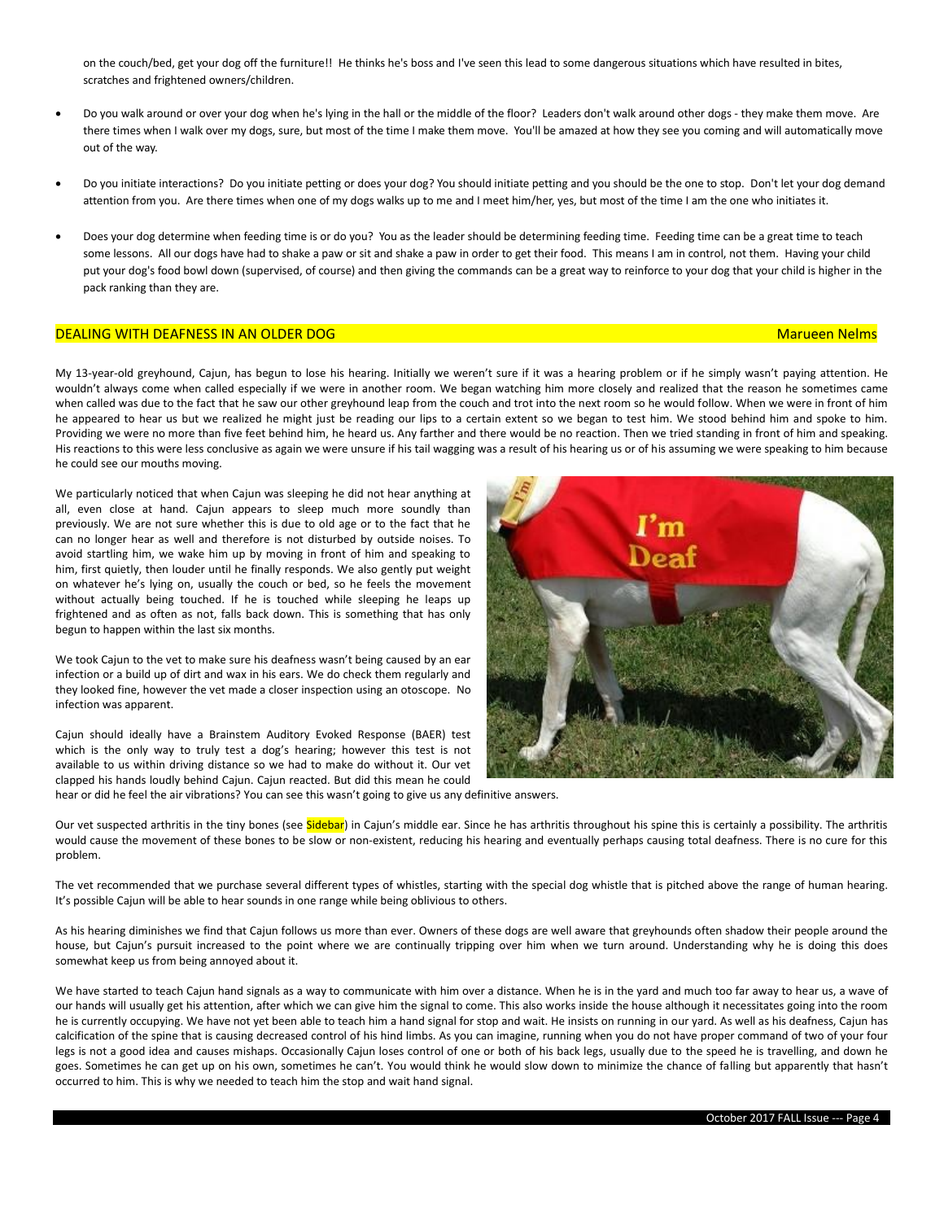on the couch/bed, get your dog off the furniture!! He thinks he's boss and I've seen this lead to some dangerous situations which have resulted in bites, scratches and frightened owners/children.

- Do you walk around or over your dog when he's lying in the hall or the middle of the floor? Leaders don't walk around other dogs - they make them move. Are there times when I walk over my dogs, sure, but most of the time I make them move. You'll be amazed at how they see you coming and will automatically move out of the way.

- Do you initiate interactions? Do you initiate petting or does your dog? You should initiate petting and you should be the one to stop. Don't let your dog demand attention from you. Are there times when one of my dogs walks up to me and I meet him/her, yes, but most of the time I am the one who initiates it.

- Does your dog determine when feeding time is or do you? You as the leader should be determining feeding time. Feeding time can be a great time to teach some lessons. All our dogs have had to shake a paw or sit and shake a paw in order to get their food. This means I am in control, not them. Having your child put your dog's food bowl down (supervised, of course) and then giving the commands can be a great way to reinforce to your dog that your child is higher in the pack ranking than they are.

## DEALING WITH DEAFNESS IN AN OLDER DOG

Marueen Nelms

My 13-year-old greyhound, Cajun, has begun to lose his hearing. Initially we weren't sure if it was a hearing problem or if he simply wasn't paying attention. He wouldn't always come when called especially if we were in another room. We began watching him more closely and realized that the reason he sometimes came when called was due to the fact that he saw our other greyhound leap from the couch and trot into the next room so he would follow. When we were in front of him he appeared to hear us but we realized he might just be reading our lips to a certain extent so we began to test him. We stood behind him and spoke to him. Providing we were no more than five feet behind him, he heard us. Any farther and there would be no reaction. Then we tried standing in front of him and speaking. His reactions to this were less conclusive as again we were unsure if his tail wagging was a result of his hearing us or of his assuming we were speaking to him because he could see our mouths moving.

We particularly noticed that when Cajun was sleeping he did not hear anything at all, even close at hand. Cajun appears to sleep much more soundly than previously. We are not sure whether this is due to old age or to the fact that he can no longer hear as well and therefore is not disturbed by outside noises. To avoid startling him, we wake him up by moving in front of him and speaking to him, first quietly, then louder until he finally responds. We also gently put weight on whatever he's lying on, usually the couch or bed, so he feels the movement without actually being touched. If he is touched while sleeping he leaps up frightened and as often as not, falls back down. This is something that has only begun to happen within the last six months.

We took Cajun to the vet to make sure his deafness wasn't being caused by an ear infection or a build up of dirt and wax in his ears. We do check them regularly and they looked fine, however the vet made a closer inspection using an otoscope. No infection was apparent.

Cajun should ideally have a Brainstem Auditory Evoked Response (BAER) test which is the only way to truly test a dog's hearing; however this test is not available to us within driving distance so we had to make do without it. Our vet clapped his hands loudly behind Cajun. Cajun reacted. But did this mean he could hear or did he feel the air vibrations? You can see this wasn't going to give us any definitive answers.

Our vet suspected arthritis in the tiny bones (see Sidebar) in Cajun's middle ear. Since he has arthritis throughout his spine this is certainly a possibility. The arthritis would cause the movement of these bones to be slow or non-existent, reducing his hearing and eventually perhaps causing total deafness. There is no cure for this problem.

The vet recommended that we purchase several different types of whistles, starting with the special dog whistle that is pitched above the range of human hearing. It's possible Cajun will be able to hear sounds in one range while being oblivious to others.

As his hearing diminishes we find that Cajun follows us more than ever. Owners of these dogs are well aware that greyhounds often shadow their people around the house, but Cajun's pursuit increased to the point where we are continually tripping over him when we turn around. Understanding why he is doing this does somewhat keep us from being annoyed about it.

We have started to teach Cajun hand signals as a way to communicate with him over a distance. When he is in the yard and much too far away to hear us, a wave of our hands will usually get his attention, after which we can give him the signal to come. This also works inside the house although it necessitates going into the room he is currently occupying. We have not yet been able to teach him a hand signal for stop and wait. He insists on running in our yard. As well as his deafness, Cajun has calcification of the spine that is causing decreased control of his hind limbs. As you can imagine, running when you do not have proper command of two of your four legs is not a good idea and causes mishaps. Occasionally Cajun loses control of one or both of his back legs, usually due to the speed he is travelling, and down he goes. Sometimes he can get up on his own, sometimes he can't. You would think he would slow down to minimize the chance of falling but apparently that hasn't occurred to him. This is why we needed to teach him the stop and wait hand signal.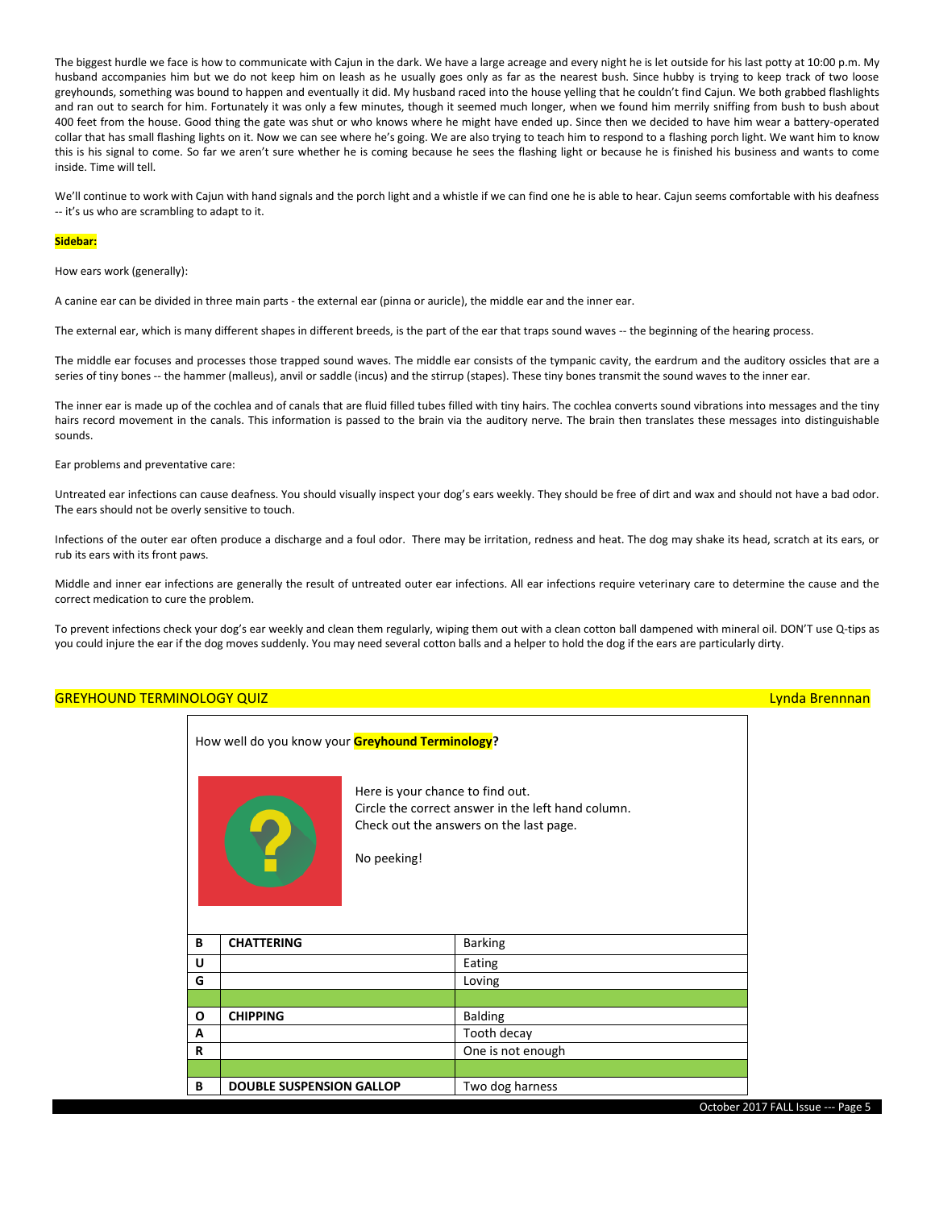The biggest hurdle we face is how to communicate with Cajun in the dark. We have a large acreage and every night he is let outside for his last potty at 10:00 p.m. My husband accompanies him but we do not keep him on leash as he usually goes only as far as the nearest bush. Since hubby is trying to keep track of two loose greyhounds, something was bound to happen and eventually it did. My husband raced into the house yelling that he couldn't find Cajun. We both grabbed flashlights and ran out to search for him. Fortunately it was only a few minutes, though it seemed much longer, when we found him merrily sniffing from bush to bush about 400 feet from the house. Good thing the gate was shut or who knows where he might have ended up. Since then we decided to have him wear a battery-operated collar that has small flashing lights on it. Now we can see where he's going. We are also trying to teach him to respond to a flashing porch light. We want him to know this is his signal to come. So far we aren't sure whether he is coming because he sees the flashing light or because he is finished his business and wants to come inside. Time will tell.

We'll continue to work with Cajun with hand signals and the porch light and a whistle if we can find one he is able to hear. Cajun seems comfortable with his deafness -- it's us who are scrambling to adapt to it.

**Sidebar:**

How ears work (generally):

A canine ear can be divided in three main parts - the external ear (pinna or auricle), the middle ear and the inner ear.

The external ear, which is many different shapes in different breeds, is the part of the ear that traps sound waves -- the beginning of the hearing process.

The middle ear focuses and processes those trapped sound waves. The middle ear consists of the tympanic cavity, the eardrum and the auditory ossicles that are a series of tiny bones -- the hammer (malleus), anvil or saddle (incus) and the stirrup (stapes). These tiny bones transmit the sound waves to the inner ear.

The inner ear is made up of the cochlea and of canals that are fluid filled tubes filled with tiny hairs. The cochlea converts sound vibrations into messages and the tiny hairs record movement in the canals. This information is passed to the brain via the auditory nerve. The brain then translates these messages into distinguishable sounds.

Ear problems and preventative care:

Untreated ear infections can cause deafness. You should visually inspect your dog's ears weekly. They should be free of dirt and wax and should not have a bad odor. The ears should not be overly sensitive to touch.

Infections of the outer ear often produce a discharge and a foul odor. There may be irritation, redness and heat. The dog may shake its head, scratch at its ears, or rub its ears with its front paws.

Middle and inner ear infections are generally the result of untreated outer ear infections. All ear infections require veterinary care to determine the cause and the correct medication to cure the problem.

To prevent infections check your dog's ear weekly and clean them regularly, wiping them out with a clean cotton ball dampened with mineral oil. DON'T use Q-tips as you could injure the ear if the dog moves suddenly. You may need several cotton balls and a helper to hold the dog if the ears are particularly dirty.

## GREYHOUND TERMINOLOGY QUIZ

Lynda Brennnan

How well do you know your **Greyhound Terminology**?

Here is your chance to find out.
Circle the correct answer in the left hand column.
Check out the answers on the last page.

No peeking!

| | | |
|---|---|---|
| B | **CHATTERING** | Barking |
| U | | Eating |
| G | | Loving |
| | | |
| O | **CHIPPING** | Balding |
| A | | Tooth decay |
| R | | One is not enough |
| | | |
| B | **DOUBLE SUSPENSION GALLOP** | Two dog harness |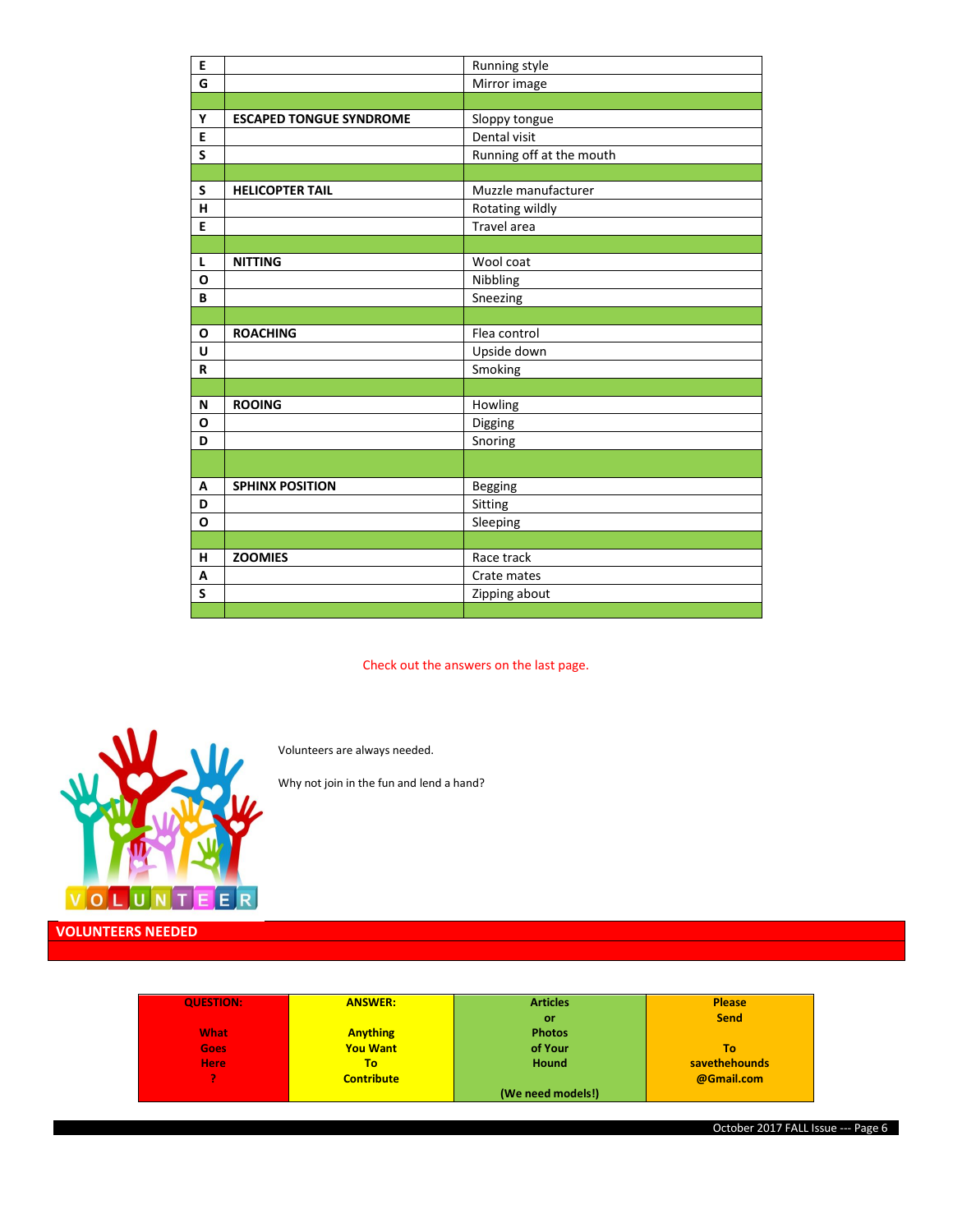| | | |
|---|---|---|
| E | | Running style |
| G | | Mirror image |
| | | |
| Y | **ESCAPED TONGUE SYNDROME** | Sloppy tongue |
| E | | Dental visit |
| S | | Running off at the mouth |
| | | |
| S | **HELICOPTER TAIL** | Muzzle manufacturer |
| H | | Rotating wildly |
| E | | Travel area |
| | | |
| L | **NITTING** | Wool coat |
| O | | Nibbling |
| B | | Sneezing |
| | | |
| O | **ROACHING** | Flea control |
| U | | Upside down |
| R | | Smoking |
| | | |
| N | **ROOING** | Howling |
| O | | Digging |
| D | | Snoring |
| | | |
| A | **SPHINX POSITION** | Begging |
| D | | Sitting |
| O | | Sleeping |
| | | |
| H | **ZOOMIES** | Race track |
| A | | Crate mates |
| S | | Zipping about |
| | | |

Check out the answers on the last page.

VOLUNTEER

Volunteers are always needed.

Why not join in the fun and lend a hand?

## VOLUNTEERS NEEDED

| QUESTION: | ANSWER: | Articles | Please |
|---|---|---|---|
| What Goes Here ? | Anything You Want To Contribute | or Photos of Your Hound (We need models!) | Send To savethehounds @Gmail.com |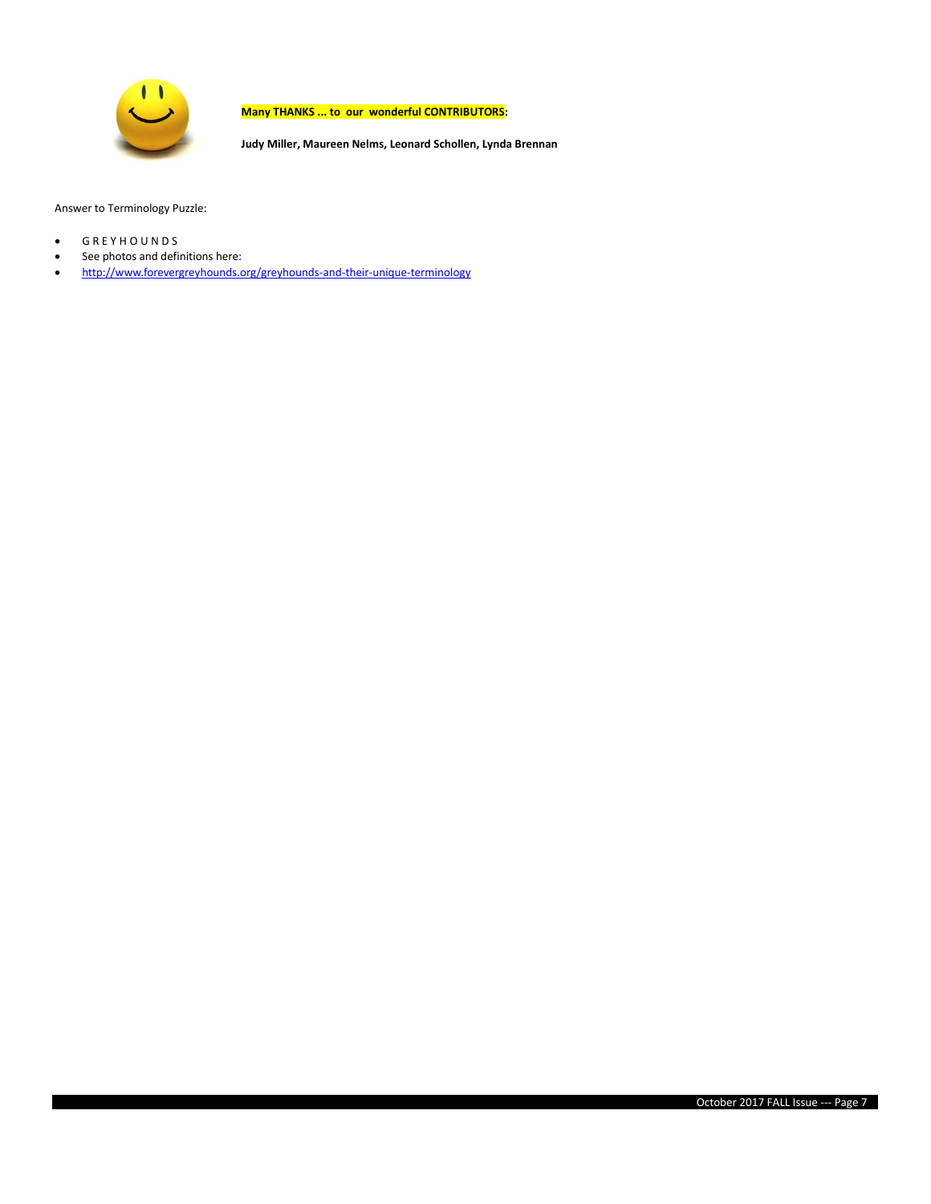**Many THANKS ... to our wonderful CONTRIBUTORS:**

**Judy Miller, Maureen Nelms, Leonard Schollen, Lynda Brennan**

Answer to Terminology Puzzle:

- G R E Y H O U N D S
- See photos and definitions here:
- http://www.forevergreyhounds.org/greyhounds-and-their-unique-terminology